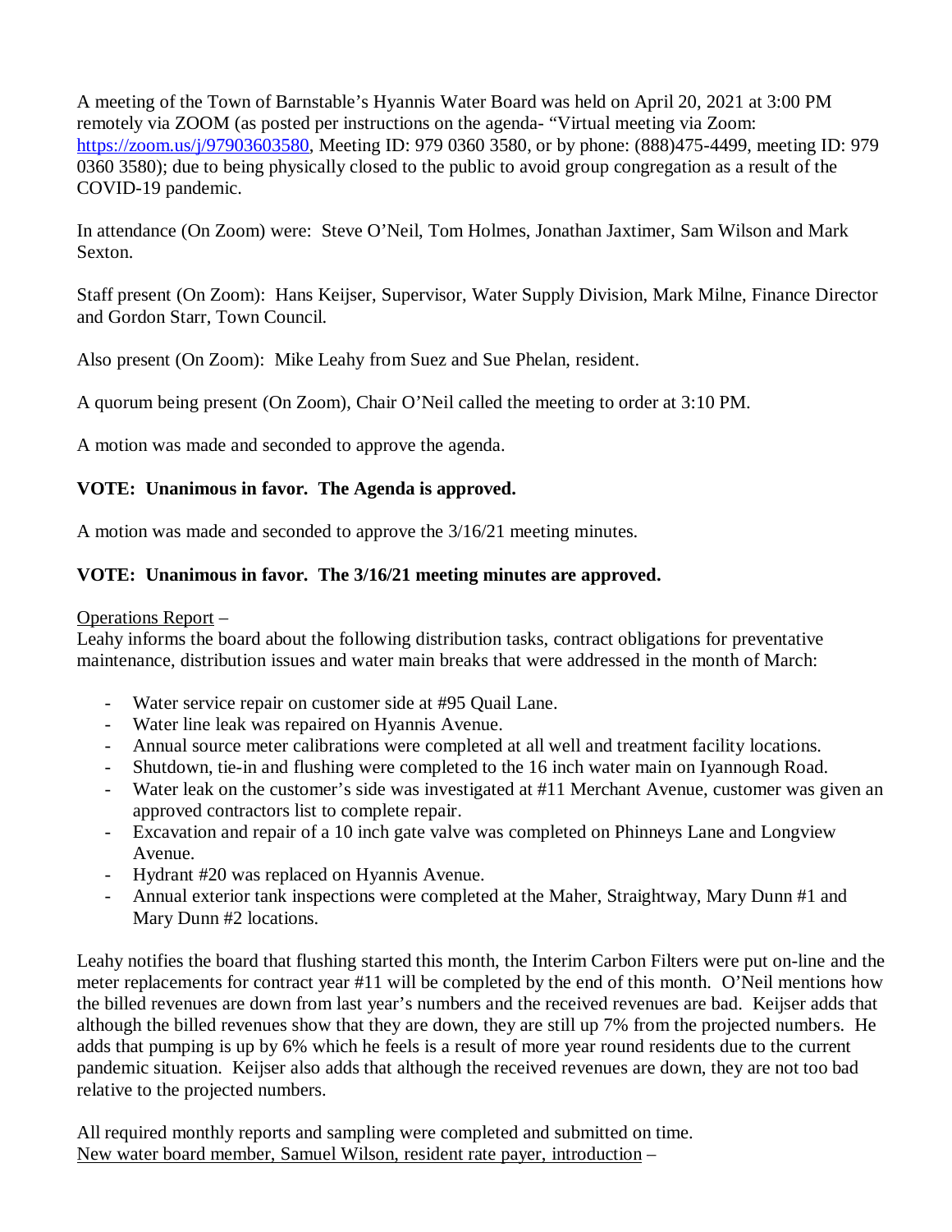A meeting of the Town of Barnstable's Hyannis Water Board was held on April 20, 2021 at 3:00 PM remotely via ZOOM (as posted per instructions on the agenda- "Virtual meeting via Zoom: [https://zoom.us/j/97903603580](https://zoom.us/j/97903603580), Meeting ID: 979 0360 3580, or by phone: (888)475-4499, meeting ID: 979 0360 3580); due to being physically closed to the public to avoid group congregation as a result of the COVID-19 pandemic.

In attendance (On Zoom) were: Steve O'Neil, Tom Holmes, Jonathan Jaxtimer, Sam Wilson and Mark Sexton.

Staff present (On Zoom): Hans Keijser, Supervisor, Water Supply Division, Mark Milne, Finance Director and Gordon Starr, Town Council.

Also present (On Zoom): Mike Leahy from Suez and Sue Phelan, resident.

A quorum being present (On Zoom), Chair O'Neil called the meeting to order at 3:10 PM.

A motion was made and seconded to approve the agenda.

**VOTE: Unanimous in favor. The Agenda is approved.**

A motion was made and seconded to approve the 3/16/21 meeting minutes.

**VOTE: Unanimous in favor. The 3/16/21 meeting minutes are approved.**

<u>Operations Report</u> –
Leahy informs the board about the following distribution tasks, contract obligations for preventative maintenance, distribution issues and water main breaks that were addressed in the month of March:

- Water service repair on customer side at #95 Quail Lane.
- Water line leak was repaired on Hyannis Avenue.
- Annual source meter calibrations were completed at all well and treatment facility locations.
- Shutdown, tie-in and flushing were completed to the 16 inch water main on Iyannough Road.
- Water leak on the customer's side was investigated at #11 Merchant Avenue, customer was given an approved contractors list to complete repair.
- Excavation and repair of a 10 inch gate valve was completed on Phinneys Lane and Longview Avenue.
- Hydrant #20 was replaced on Hyannis Avenue.
- Annual exterior tank inspections were completed at the Maher, Straightway, Mary Dunn #1 and Mary Dunn #2 locations.

Leahy notifies the board that flushing started this month, the Interim Carbon Filters were put on-line and the meter replacements for contract year #11 will be completed by the end of this month. O'Neil mentions how the billed revenues are down from last year's numbers and the received revenues are bad. Keijser adds that although the billed revenues show that they are down, they are still up 7% from the projected numbers. He adds that pumping is up by 6% which he feels is a result of more year round residents due to the current pandemic situation. Keijser also adds that although the received revenues are down, they are not too bad relative to the projected numbers.

All required monthly reports and sampling were completed and submitted on time.
<u>New water board member, Samuel Wilson, resident rate payer, introduction</u> –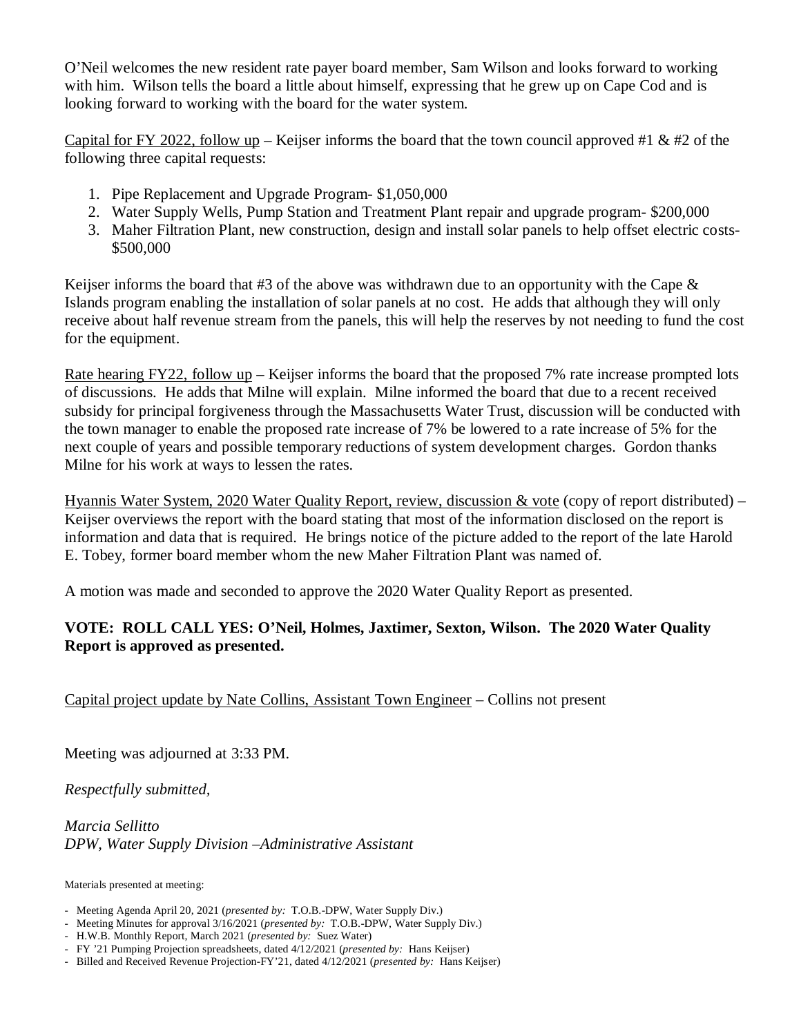O'Neil welcomes the new resident rate payer board member, Sam Wilson and looks forward to working with him. Wilson tells the board a little about himself, expressing that he grew up on Cape Cod and is looking forward to working with the board for the water system.

<u>Capital for FY 2022, follow up</u> – Keijser informs the board that the town council approved #1 & #2 of the following three capital requests:

1. Pipe Replacement and Upgrade Program- $1,050,000
2. Water Supply Wells, Pump Station and Treatment Plant repair and upgrade program- $200,000
3. Maher Filtration Plant, new construction, design and install solar panels to help offset electric costs- $500,000

Keijser informs the board that #3 of the above was withdrawn due to an opportunity with the Cape & Islands program enabling the installation of solar panels at no cost. He adds that although they will only receive about half revenue stream from the panels, this will help the reserves by not needing to fund the cost for the equipment.

<u>Rate hearing FY22, follow up</u> – Keijser informs the board that the proposed 7% rate increase prompted lots of discussions. He adds that Milne will explain. Milne informed the board that due to a recent received subsidy for principal forgiveness through the Massachusetts Water Trust, discussion will be conducted with the town manager to enable the proposed rate increase of 7% be lowered to a rate increase of 5% for the next couple of years and possible temporary reductions of system development charges. Gordon thanks Milne for his work at ways to lessen the rates.

<u>Hyannis Water System, 2020 Water Quality Report, review, discussion & vote</u> (copy of report distributed) – Keijser overviews the report with the board stating that most of the information disclosed on the report is information and data that is required. He brings notice of the picture added to the report of the late Harold E. Tobey, former board member whom the new Maher Filtration Plant was named of.

A motion was made and seconded to approve the 2020 Water Quality Report as presented.

**VOTE: ROLL CALL YES: O'Neil, Holmes, Jaxtimer, Sexton, Wilson. The 2020 Water Quality Report is approved as presented.**

<u>Capital project update by Nate Collins, Assistant Town Engineer</u> – Collins not present

Meeting was adjourned at 3:33 PM.

*Respectfully submitted,*

*Marcia Sellitto*
*DPW, Water Supply Division –Administrative Assistant*

Materials presented at meeting:

- Meeting Agenda April 20, 2021 (*presented by:* T.O.B.-DPW, Water Supply Div.)
- Meeting Minutes for approval 3/16/2021 (*presented by:* T.O.B.-DPW, Water Supply Div.)
- H.W.B. Monthly Report, March 2021 (*presented by:* Suez Water)
- FY '21 Pumping Projection spreadsheets, dated 4/12/2021 (*presented by:* Hans Keijser)
- Billed and Received Revenue Projection-FY'21, dated 4/12/2021 (*presented by:* Hans Keijser)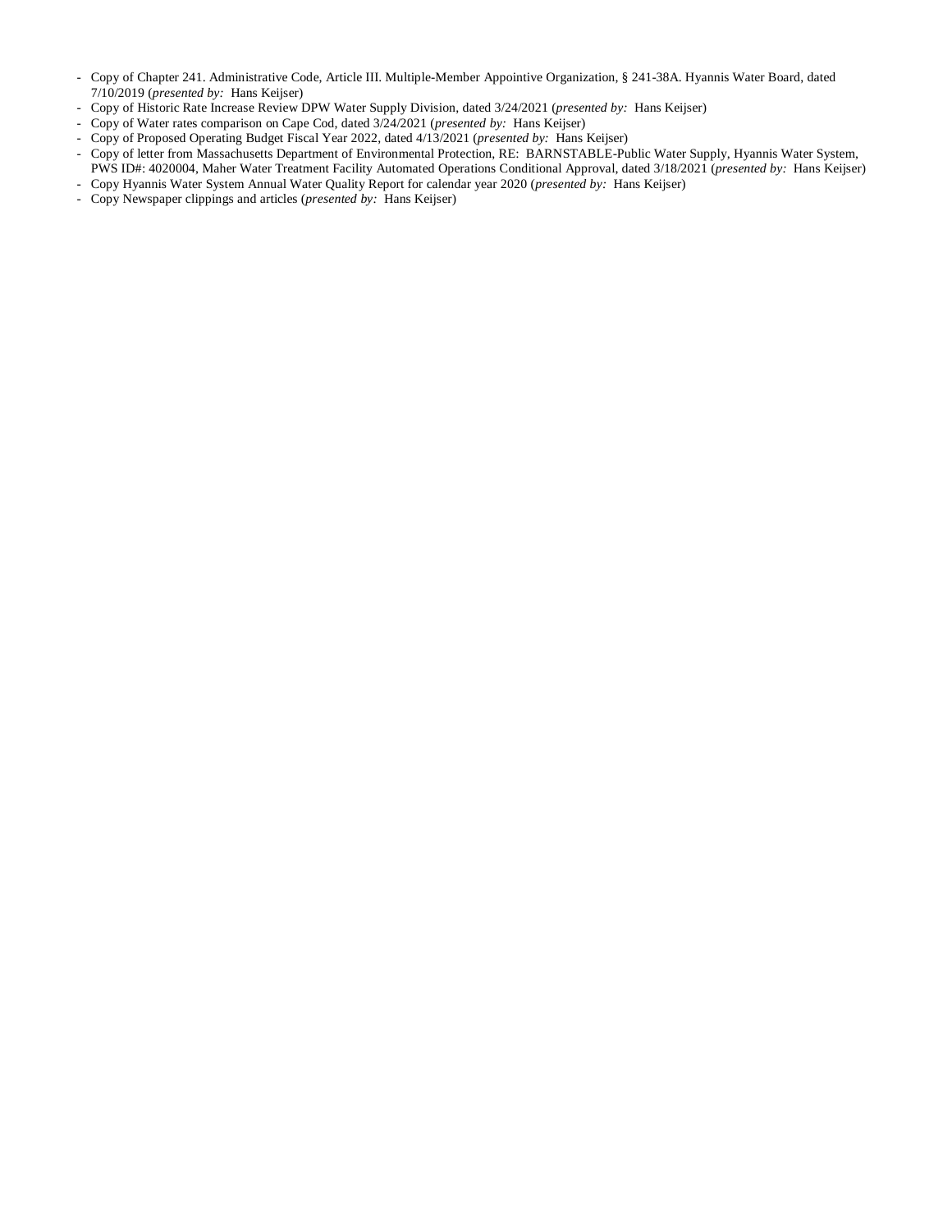- Copy of Chapter 241. Administrative Code, Article III. Multiple-Member Appointive Organization, § 241-38A. Hyannis Water Board, dated 7/10/2019 (*presented by:* Hans Keijser)
- Copy of Historic Rate Increase Review DPW Water Supply Division, dated 3/24/2021 (*presented by:* Hans Keijser)
- Copy of Water rates comparison on Cape Cod, dated 3/24/2021 (*presented by:* Hans Keijser)
- Copy of Proposed Operating Budget Fiscal Year 2022, dated 4/13/2021 (*presented by:* Hans Keijser)
- Copy of letter from Massachusetts Department of Environmental Protection, RE: BARNSTABLE-Public Water Supply, Hyannis Water System, PWS ID#: 4020004, Maher Water Treatment Facility Automated Operations Conditional Approval, dated 3/18/2021 (*presented by:* Hans Keijser)
- Copy Hyannis Water System Annual Water Quality Report for calendar year 2020 (*presented by:* Hans Keijser)
- Copy Newspaper clippings and articles (*presented by:* Hans Keijser)